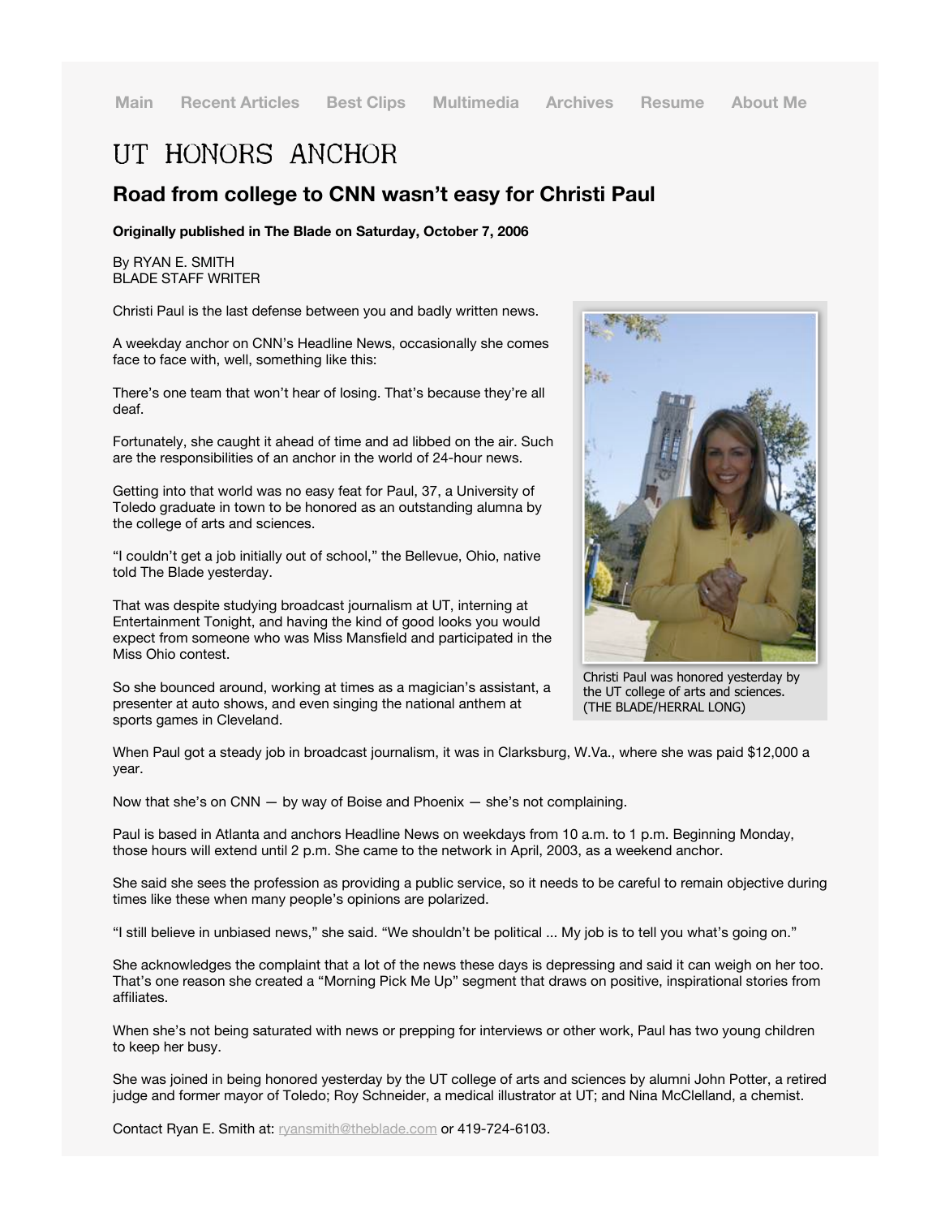Main Recent Articles Best Clips Multimedia Archives Resume About Me

# UT HONORS ANCHOR

## Road from college to CNN wasn't easy for Christi Paul

**Originally published in The Blade on Saturday, October 7, 2006**

By RYAN E. SMITH
BLADE STAFF WRITER

Christi Paul is the last defense between you and badly written news.

A weekday anchor on CNN's Headline News, occasionally she comes face to face with, well, something like this:

There's one team that won't hear of losing. That's because they're all deaf.

Fortunately, she caught it ahead of time and ad libbed on the air. Such are the responsibilities of an anchor in the world of 24-hour news.

Getting into that world was no easy feat for Paul, 37, a University of Toledo graduate in town to be honored as an outstanding alumna by the college of arts and sciences.

"I couldn't get a job initially out of school," the Bellevue, Ohio, native told The Blade yesterday.

That was despite studying broadcast journalism at UT, interning at Entertainment Tonight, and having the kind of good looks you would expect from someone who was Miss Mansfield and participated in the Miss Ohio contest.

So she bounced around, working at times as a magician's assistant, a presenter at auto shows, and even singing the national anthem at sports games in Cleveland.

Christi Paul was honored yesterday by the UT college of arts and sciences. (THE BLADE/HERRAL LONG)

When Paul got a steady job in broadcast journalism, it was in Clarksburg, W.Va., where she was paid $12,000 a year.

Now that she's on CNN — by way of Boise and Phoenix — she's not complaining.

Paul is based in Atlanta and anchors Headline News on weekdays from 10 a.m. to 1 p.m. Beginning Monday, those hours will extend until 2 p.m. She came to the network in April, 2003, as a weekend anchor.

She said she sees the profession as providing a public service, so it needs to be careful to remain objective during times like these when many people's opinions are polarized.

"I still believe in unbiased news," she said. "We shouldn't be political ... My job is to tell you what's going on."

She acknowledges the complaint that a lot of the news these days is depressing and said it can weigh on her too. That's one reason she created a "Morning Pick Me Up" segment that draws on positive, inspirational stories from affiliates.

When she's not being saturated with news or prepping for interviews or other work, Paul has two young children to keep her busy.

She was joined in being honored yesterday by the UT college of arts and sciences by alumni John Potter, a retired judge and former mayor of Toledo; Roy Schneider, a medical illustrator at UT; and Nina McClelland, a chemist.

Contact Ryan E. Smith at: ryansmith@theblade.com or 419-724-6103.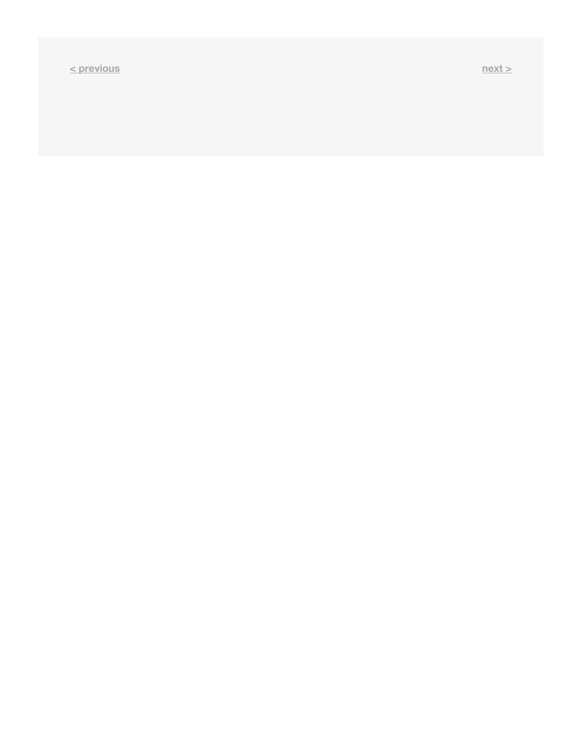< previous

next >